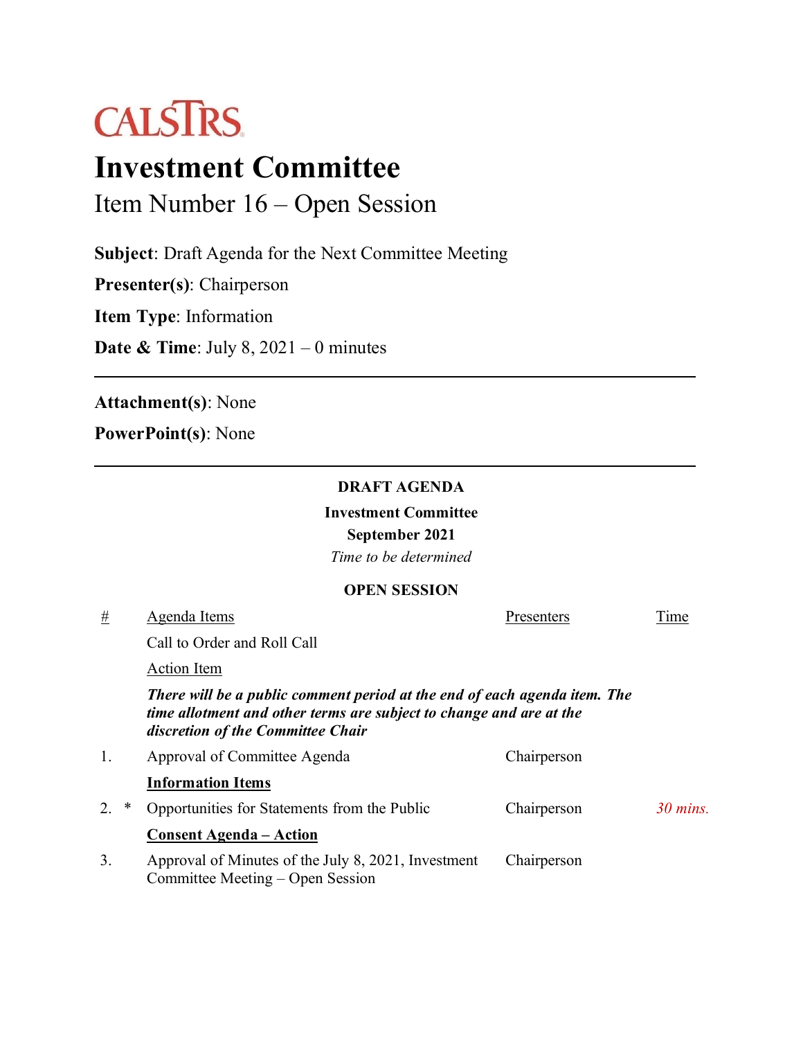CALSTRS

# Investment Committee

## Item Number 16 – Open Session

**Subject**: Draft Agenda for the Next Committee Meeting

**Presenter(s)**: Chairperson

**Item Type**: Information

**Date & Time**: July 8, 2021 – 0 minutes

---

**Attachment(s)**: None

**PowerPoint(s)**: None

---

**DRAFT AGENDA**

**Investment Committee**

**September 2021**

*Time to be determined*

**OPEN SESSION**

| # | | Agenda Items | Presenters | Time |
|---|---|---|---|---|
| | | Call to Order and Roll Call | | |
| | | Action Item | | |
| | | ***There will be a public comment period at the end of each agenda item. The time allotment and other terms are subject to change and are at the discretion of the Committee Chair*** | | |
| 1. | | Approval of Committee Agenda | Chairperson | |
| | | **Information Items** | | |
| 2. | * | Opportunities for Statements from the Public | Chairperson | *30 mins.* |
| | | **Consent Agenda – Action** | | |
| 3. | | Approval of Minutes of the July 8, 2021, Investment Committee Meeting – Open Session | Chairperson | |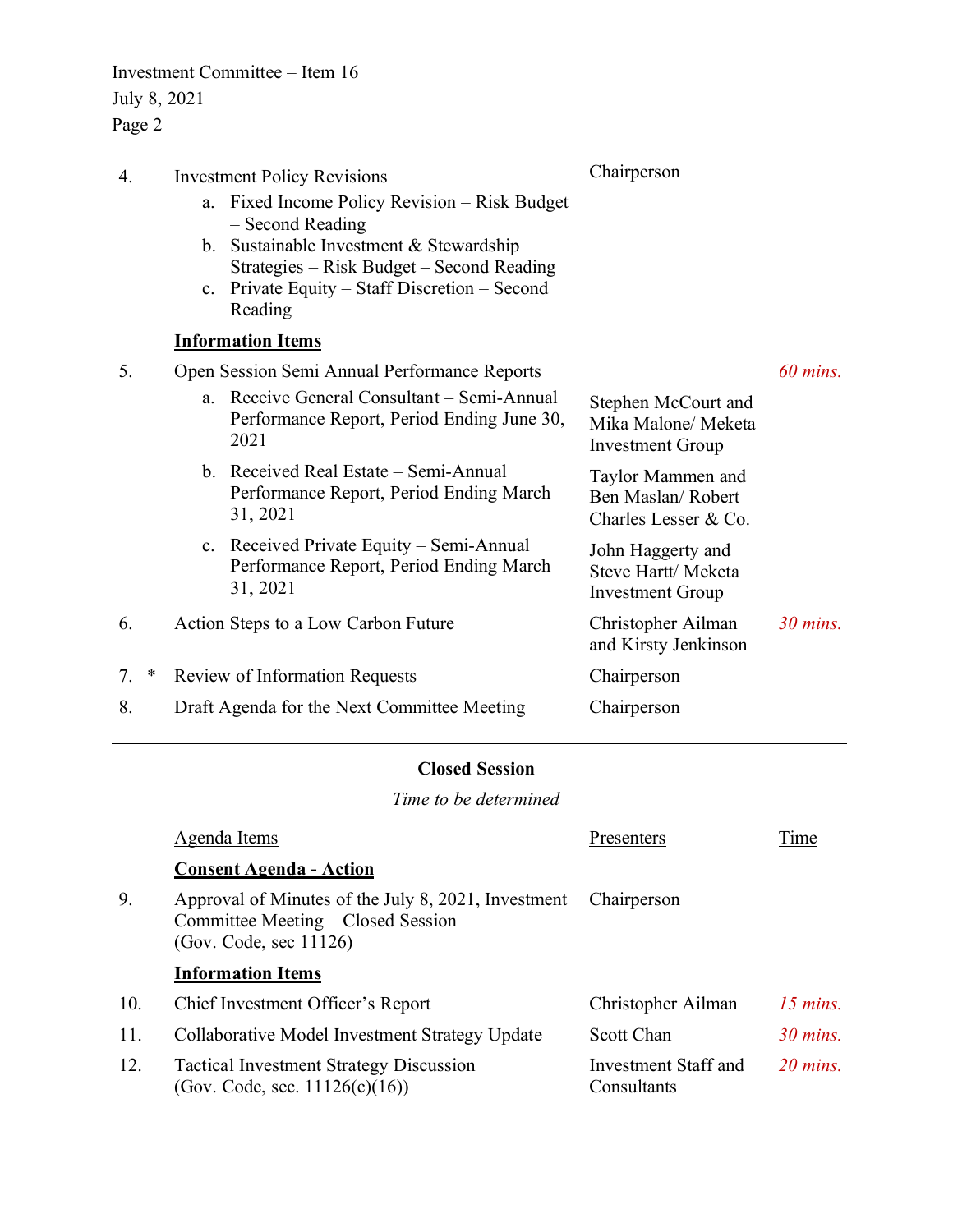| | Agenda Items | Presenters | Time |
|---|---|---|---|
| 4. | Investment Policy Revisions<br>a. Fixed Income Policy Revision – Risk Budget – Second Reading<br>b. Sustainable Investment & Stewardship Strategies – Risk Budget – Second Reading<br>c. Private Equity – Staff Discretion – Second Reading | Chairperson | |
| | **Information Items** | | |
| 5. | Open Session Semi Annual Performance Reports | | *60 mins.* |
| | a. Receive General Consultant – Semi-Annual Performance Report, Period Ending June 30, 2021 | Stephen McCourt and Mika Malone/ Meketa Investment Group | |
| | b. Received Real Estate – Semi-Annual Performance Report, Period Ending March 31, 2021 | Taylor Mammen and Ben Maslan/ Robert Charles Lesser & Co. | |
| | c. Received Private Equity – Semi-Annual Performance Report, Period Ending March 31, 2021 | John Haggerty and Steve Hartt/ Meketa Investment Group | |
| 6. | Action Steps to a Low Carbon Future | Christopher Ailman and Kirsty Jenkinson | *30 mins.* |
| 7. * | Review of Information Requests | Chairperson | |
| 8. | Draft Agenda for the Next Committee Meeting | Chairperson | |

---

**Closed Session**

*Time to be determined*

| | Agenda Items | Presenters | Time |
|---|---|---|---|
| | **Consent Agenda - Action** | | |
| 9. | Approval of Minutes of the July 8, 2021, Investment Committee Meeting – Closed Session (Gov. Code, sec 11126) | Chairperson | |
| | **Information Items** | | |
| 10. | Chief Investment Officer's Report | Christopher Ailman | *15 mins.* |
| 11. | Collaborative Model Investment Strategy Update | Scott Chan | *30 mins.* |
| 12. | Tactical Investment Strategy Discussion (Gov. Code, sec. 11126(c)(16)) | Investment Staff and Consultants | *20 mins.* |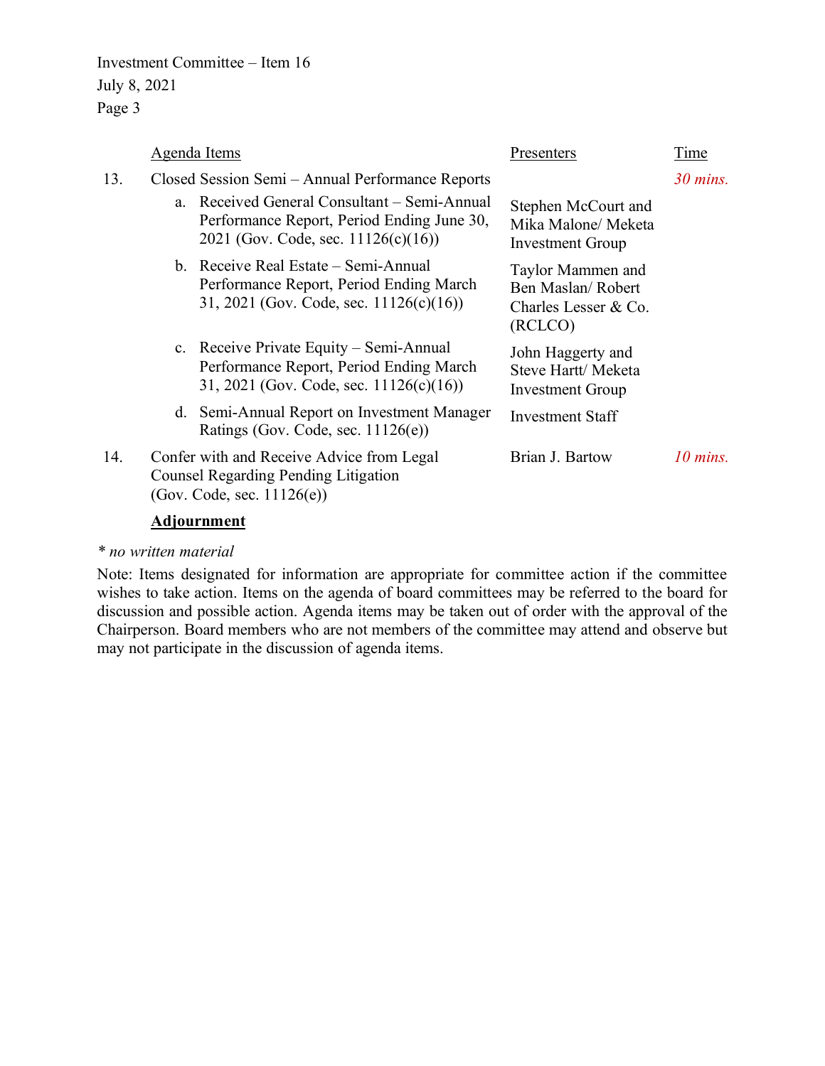| | Agenda Items | Presenters | Time |
|---|---|---|---|
| 13. | Closed Session Semi – Annual Performance Reports | | *30 mins.* |
| | a. Received General Consultant – Semi-Annual Performance Report, Period Ending June 30, 2021 (Gov. Code, sec. 11126(c)(16)) | Stephen McCourt and Mika Malone/ Meketa Investment Group | |
| | b. Receive Real Estate – Semi-Annual Performance Report, Period Ending March 31, 2021 (Gov. Code, sec. 11126(c)(16)) | Taylor Mammen and Ben Maslan/ Robert Charles Lesser & Co. (RCLCO) | |
| | c. Receive Private Equity – Semi-Annual Performance Report, Period Ending March 31, 2021 (Gov. Code, sec. 11126(c)(16)) | John Haggerty and Steve Hartt/ Meketa Investment Group | |
| | d. Semi-Annual Report on Investment Manager Ratings (Gov. Code, sec. 11126(e)) | Investment Staff | |
| 14. | Confer with and Receive Advice from Legal Counsel Regarding Pending Litigation (Gov. Code, sec. 11126(e)) | Brian J. Bartow | *10 mins.* |

**Adjournment**

*\* no written material*

Note: Items designated for information are appropriate for committee action if the committee wishes to take action. Items on the agenda of board committees may be referred to the board for discussion and possible action. Agenda items may be taken out of order with the approval of the Chairperson. Board members who are not members of the committee may attend and observe but may not participate in the discussion of agenda items.